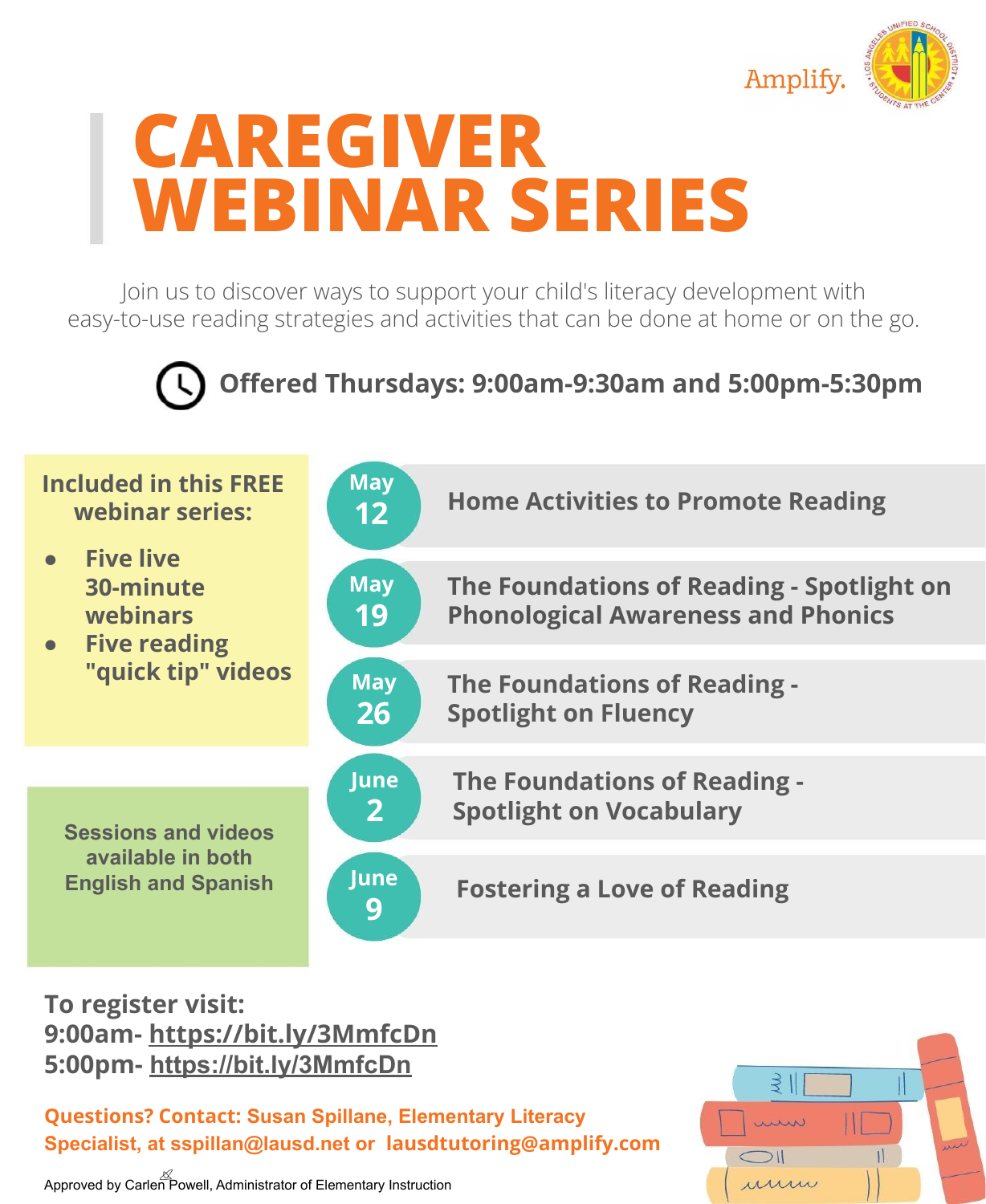Amplify.

# CAREGIVER WEBINAR SERIES

Join us to discover ways to support your child's literacy development with easy-to-use reading strategies and activities that can be done at home or on the go.

**Offered Thursdays: 9:00am-9:30am and 5:00pm-5:30pm**

**Included in this FREE webinar series:**

- **Five live 30-minute webinars**
- **Five reading "quick tip" videos**

**Sessions and videos available in both English and Spanish**

| Date | Session |
| --- | --- |
| May 12 | Home Activities to Promote Reading |
| May 19 | The Foundations of Reading - Spotlight on Phonological Awareness and Phonics |
| May 26 | The Foundations of Reading - Spotlight on Fluency |
| June 2 | The Foundations of Reading - Spotlight on Vocabulary |
| June 9 | Fostering a Love of Reading |

**To register visit:**
**9:00am- https://bit.ly/3MmfcDn**
**5:00pm- https://bit.ly/3MmfcDn**

**Questions? Contact: Susan Spillane, Elementary Literacy Specialist, at sspillan@lausd.net or lausdtutoring@amplify.com**

Approved by Carlen Powell, Administrator of Elementary Instruction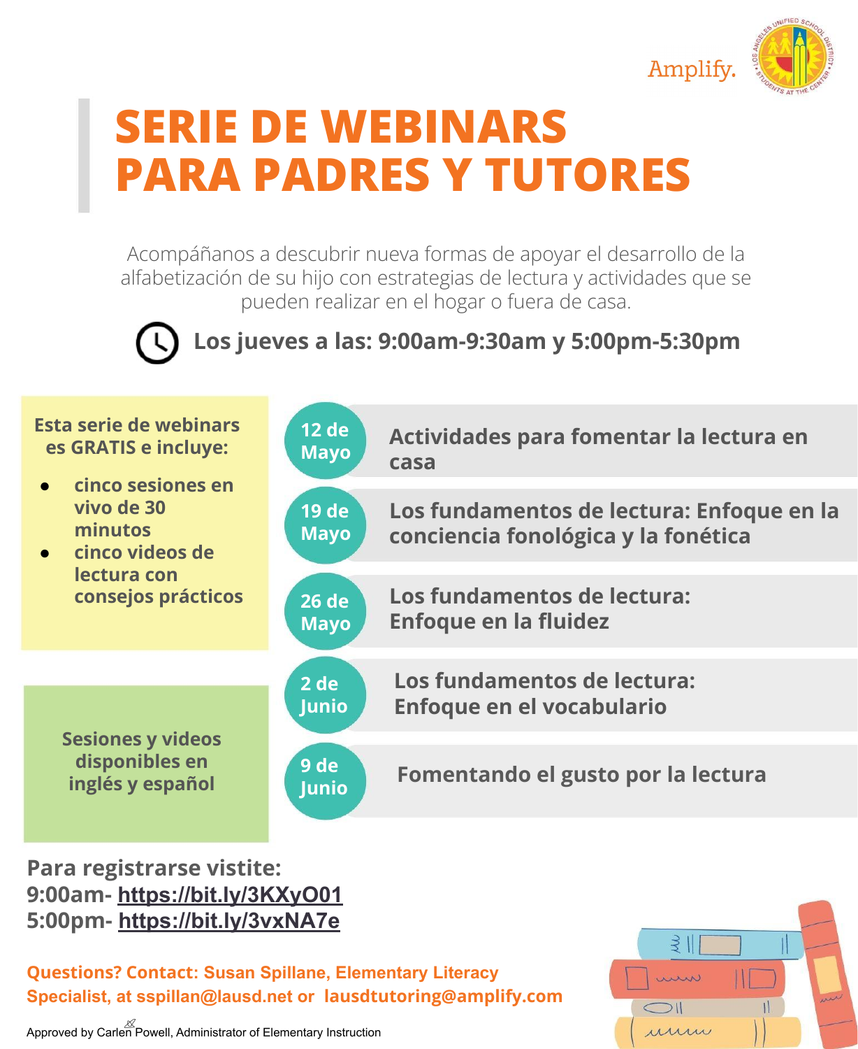Amplify.

# SERIE DE WEBINARS PARA PADRES Y TUTORES

Acompáñanos a descubrir nueva formas de apoyar el desarrollo de la alfabetización de su hijo con estrategias de lectura y actividades que se pueden realizar en el hogar o fuera de casa.

**Los jueves a las: 9:00am-9:30am y 5:00pm-5:30pm**

**Esta serie de webinars es GRATIS e incluye:**

- **cinco sesiones en vivo de 30 minutos**
- **cinco videos de lectura con consejos prácticos**

**Sesiones y videos disponibles en inglés y español**

| | |
|---|---|
| **12 de Mayo** | **Actividades para fomentar la lectura en casa** |
| **19 de Mayo** | **Los fundamentos de lectura: Enfoque en la conciencia fonológica y la fonética** |
| **26 de Mayo** | **Los fundamentos de lectura: Enfoque en la fluidez** |
| **2 de Junio** | **Los fundamentos de lectura: Enfoque en el vocabulario** |
| **9 de Junio** | **Fomentando el gusto por la lectura** |

**Para registrarse vistite:**
**9:00am- https://bit.ly/3KXyO01**
**5:00pm- https://bit.ly/3vxNA7e**

**Questions? Contact: Susan Spillane, Elementary Literacy Specialist, at sspillan@lausd.net or lausdtutoring@amplify.com**

Approved by Carlen Powell, Administrator of Elementary Instruction